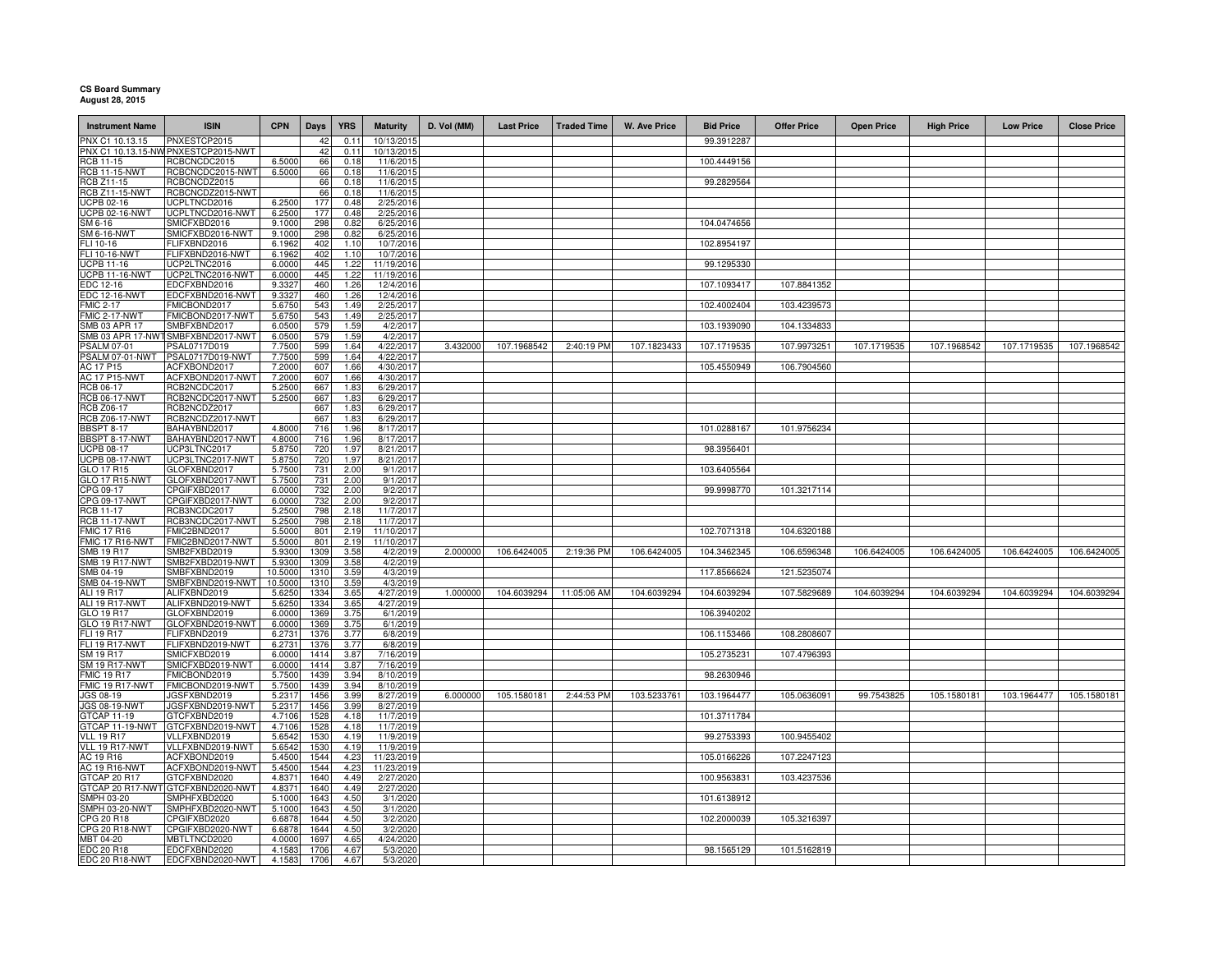**CS Board Summary**
**August 28, 2015**

| Instrument Name | ISIN | CPN | Days | YRS | Maturity | D. Vol (MM) | Last Price | Traded Time | W. Ave Price | Bid Price | Offer Price | Open Price | High Price | Low Price | Close Price |
|---|---|---|---|---|---|---|---|---|---|---|---|---|---|---|---|
| PNX C1 10.13.15 | PNXESTCP2015 | | 42 | 0.11 | 10/13/2015 | | | | | 99.3912287 | | | | | |
| PNX C1 10.13.15-NW | PNXESTCP2015-NWT | | 42 | 0.11 | 10/13/2015 | | | | | | | | | | |
| RCB 11-15 | RCBCNCDC2015 | 6.5000 | 66 | 0.18 | 11/6/2015 | | | | | 100.4449156 | | | | | |
| RCB 11-15-NWT | RCBCNCDC2015-NWT | 6.5000 | 66 | 0.18 | 11/6/2015 | | | | | | | | | | |
| RCB Z11-15 | RCBCNCDZ2015 | | 66 | 0.18 | 11/6/2015 | | | | | 99.2829564 | | | | | |
| RCB Z11-15-NWT | RCBCNCDZ2015-NWT | | 66 | 0.18 | 11/6/2015 | | | | | | | | | | |
| UCPB 02-16 | UCPLTNCD2016 | 6.2500 | 177 | 0.48 | 2/25/2016 | | | | | | | | | | |
| UCPB 02-16-NWT | UCPLTNCD2016-NWT | 6.2500 | 177 | 0.48 | 2/25/2016 | | | | | | | | | | |
| SM 6-16 | SMICFXBD2016 | 9.1000 | 298 | 0.82 | 6/25/2016 | | | | | 104.0474656 | | | | | |
| SM 6-16-NWT | SMICFXBD2016-NWT | 9.1000 | 298 | 0.82 | 6/25/2016 | | | | | | | | | | |
| FLI 10-16 | FLIFXBND2016 | 6.1962 | 402 | 1.10 | 10/7/2016 | | | | | 102.8954197 | | | | | |
| FLI 10-16-NWT | FLIFXBND2016-NWT | 6.1962 | 402 | 1.10 | 10/7/2016 | | | | | | | | | | |
| UCPB 11-16 | UCP2LTNC2016 | 6.0000 | 445 | 1.22 | 11/19/2016 | | | | | 99.1295330 | | | | | |
| UCPB 11-16-NWT | UCP2LTNC2016-NWT | 6.0000 | 445 | 1.22 | 11/19/2016 | | | | | | | | | | |
| EDC 12-16 | EDCFXBND2016 | 9.3327 | 460 | 1.26 | 12/4/2016 | | | | | 107.1093417 | 107.8841352 | | | | |
| EDC 12-16-NWT | EDCFXBND2016-NWT | 9.3327 | 460 | 1.26 | 12/4/2016 | | | | | | | | | | |
| FMIC 2-17 | FMICBOND2017 | 5.6750 | 543 | 1.49 | 2/25/2017 | | | | | 102.4002404 | 103.4239573 | | | | |
| FMIC 2-17-NWT | FMICBOND2017-NWT | 5.6750 | 543 | 1.49 | 2/25/2017 | | | | | | | | | | |
| SMB 03 APR 17 | SMBFXBND2017 | 6.0500 | 579 | 1.59 | 4/2/2017 | | | | | 103.1939090 | 104.1334833 | | | | |
| SMB 03 APR 17-NWT | SMBFXBND2017-NWT | 6.0500 | 579 | 1.59 | 4/2/2017 | | | | | | | | | | |
| PSALM 07-01 | PSAL0717D019 | 7.7500 | 599 | 1.64 | 4/22/2017 | 3.432000 | 107.1968542 | 2:40:19 PM | 107.1823433 | 107.1719535 | 107.9973251 | 107.1719535 | 107.1968542 | 107.1719535 | 107.1968542 |
| PSALM 07-01-NWT | PSAL0717D019-NWT | 7.7500 | 599 | 1.64 | 4/22/2017 | | | | | | | | | | |
| AC 17 P15 | ACFXBOND2017 | 7.2000 | 607 | 1.66 | 4/30/2017 | | | | | 105.4550949 | 106.7904560 | | | | |
| AC 17 P15-NWT | ACFXBOND2017-NWT | 7.2000 | 607 | 1.66 | 4/30/2017 | | | | | | | | | | |
| RCB 06-17 | RCB2NCDC2017 | 5.2500 | 667 | 1.83 | 6/29/2017 | | | | | | | | | | |
| RCB 06-17-NWT | RCB2NCDC2017-NWT | 5.2500 | 667 | 1.83 | 6/29/2017 | | | | | | | | | | |
| RCB Z06-17 | RCB2NCDZ2017 | | 667 | 1.83 | 6/29/2017 | | | | | | | | | | |
| RCB Z06-17-NWT | RCB2NCDZ2017-NWT | | 667 | 1.83 | 6/29/2017 | | | | | | | | | | |
| BBSPT 8-17 | BAHAYBND2017 | 4.8000 | 716 | 1.96 | 8/17/2017 | | | | | 101.0288167 | 101.9756234 | | | | |
| BBSPT 8-17-NWT | BAHAYBND2017-NWT | 4.8000 | 716 | 1.96 | 8/17/2017 | | | | | | | | | | |
| UCPB 08-17 | UCP3LTNC2017 | 5.8750 | 720 | 1.97 | 8/21/2017 | | | | | 98.3956401 | | | | | |
| UCPB 08-17-NWT | UCP3LTNC2017-NWT | 5.8750 | 720 | 1.97 | 8/21/2017 | | | | | | | | | | |
| GLO 17 R15 | GLOFXBND2017 | 5.7500 | 731 | 2.00 | 9/1/2017 | | | | | 103.6405564 | | | | | |
| GLO 17 R15-NWT | GLOFXBND2017-NWT | 5.7500 | 731 | 2.00 | 9/1/2017 | | | | | | | | | | |
| CPG 09-17 | CPGIFXBD2017 | 6.0000 | 732 | 2.00 | 9/2/2017 | | | | | 99.9998770 | 101.3217114 | | | | |
| CPG 09-17-NWT | CPGIFXBD2017-NWT | 6.0000 | 732 | 2.00 | 9/2/2017 | | | | | | | | | | |
| RCB 11-17 | RCB3NCDC2017 | 5.2500 | 798 | 2.18 | 11/7/2017 | | | | | | | | | | |
| RCB 11-17-NWT | RCB3NCDC2017-NWT | 5.2500 | 798 | 2.18 | 11/7/2017 | | | | | | | | | | |
| FMIC 17 R16 | FMIC2BND2017 | 5.5000 | 801 | 2.19 | 11/10/2017 | | | | | 102.7071318 | 104.6320188 | | | | |
| FMIC 17 R16-NWT | FMIC2BND2017-NWT | 5.5000 | 801 | 2.19 | 11/10/2017 | | | | | | | | | | |
| SMB 19 R17 | SMB2FXBD2019 | 5.9300 | 1309 | 3.58 | 4/2/2019 | 2.000000 | 106.6424005 | 2:19:36 PM | 106.6424005 | 104.3462345 | 106.6596348 | 106.6424005 | 106.6424005 | 106.6424005 | 106.6424005 |
| SMB 19 R17-NWT | SMB2FXBD2019-NWT | 5.9300 | 1309 | 3.58 | 4/2/2019 | | | | | | | | | | |
| SMB 04-19 | SMBFXBND2019 | 10.5000 | 1310 | 3.59 | 4/3/2019 | | | | | 117.8566624 | 121.5235074 | | | | |
| SMB 04-19-NWT | SMBFXBND2019-NWT | 10.5000 | 1310 | 3.59 | 4/3/2019 | | | | | | | | | | |
| ALI 19 R17 | ALIFXBND2019 | 5.6250 | 1334 | 3.65 | 4/27/2019 | 1.000000 | 104.6039294 | 11:05:06 AM | 104.6039294 | 104.6039294 | 107.5829689 | 104.6039294 | 104.6039294 | 104.6039294 | 104.6039294 |
| ALI 19 R17-NWT | ALIFXBND2019-NWT | 5.6250 | 1334 | 3.65 | 4/27/2019 | | | | | | | | | | |
| GLO 19 R17 | GLOFXBND2019 | 6.0000 | 1369 | 3.75 | 6/1/2019 | | | | | 106.3940202 | | | | | |
| GLO 19 R17-NWT | GLOFXBND2019-NWT | 6.0000 | 1369 | 3.75 | 6/1/2019 | | | | | | | | | | |
| FLI 19 R17 | FLIFXBND2019 | 6.2731 | 1376 | 3.77 | 6/8/2019 | | | | | 106.1153466 | 108.2808607 | | | | |
| FLI 19 R17-NWT | FLIFXBND2019-NWT | 6.2731 | 1376 | 3.77 | 6/8/2019 | | | | | | | | | | |
| SM 19 R17 | SMICFXBD2019 | 6.0000 | 1414 | 3.87 | 7/16/2019 | | | | | 105.2735231 | 107.4796393 | | | | |
| SM 19 R17-NWT | SMICFXBD2019-NWT | 6.0000 | 1414 | 3.87 | 7/16/2019 | | | | | | | | | | |
| FMIC 19 R17 | FMICBOND2019 | 5.7500 | 1439 | 3.94 | 8/10/2019 | | | | | 98.2630946 | | | | | |
| FMIC 19 R17-NWT | FMICBOND2019-NWT | 5.7500 | 1439 | 3.94 | 8/10/2019 | | | | | | | | | | |
| JGS 08-19 | JGSFXBND2019 | 5.2317 | 1456 | 3.99 | 8/27/2019 | 6.000000 | 105.1580181 | 2:44:53 PM | 103.5233761 | 103.1964477 | 105.0636091 | 99.7543825 | 105.1580181 | 103.1964477 | 105.1580181 |
| JGS 08-19-NWT | JGSFXBND2019-NWT | 5.2317 | 1456 | 3.99 | 8/27/2019 | | | | | | | | | | |
| GTCAP 11-19 | GTCFXBND2019 | 4.7106 | 1528 | 4.18 | 11/7/2019 | | | | | 101.3711784 | | | | | |
| GTCAP 11-19-NWT | GTCFXBND2019-NWT | 4.7106 | 1528 | 4.18 | 11/7/2019 | | | | | | | | | | |
| VLL 19 R17 | VLLFXBND2019 | 5.6542 | 1530 | 4.19 | 11/9/2019 | | | | | 99.2753393 | 100.9455402 | | | | |
| VLL 19 R17-NWT | VLLFXBND2019-NWT | 5.6542 | 1530 | 4.19 | 11/9/2019 | | | | | | | | | | |
| AC 19 R16 | ACFXBOND2019 | 5.4500 | 1544 | 4.23 | 11/23/2019 | | | | | 105.0166226 | 107.2247123 | | | | |
| AC 19 R16-NWT | ACFXBOND2019-NWT | 5.4500 | 1544 | 4.23 | 11/23/2019 | | | | | | | | | | |
| GTCAP 20 R17 | GTCFXBND2020 | 4.8371 | 1640 | 4.49 | 2/27/2020 | | | | | 100.9563831 | 103.4237536 | | | | |
| GTCAP 20 R17-NWT | GTCFXBND2020-NWT | 4.8371 | 1640 | 4.49 | 2/27/2020 | | | | | | | | | | |
| SMPH 03-20 | SMPHFXBD2020 | 5.1000 | 1643 | 4.50 | 3/1/2020 | | | | | 101.6138912 | | | | | |
| SMPH 03-20-NWT | SMPHFXBD2020-NWT | 5.1000 | 1643 | 4.50 | 3/1/2020 | | | | | | | | | | |
| CPG 20 R18 | CPGIFXBD2020 | 6.6878 | 1644 | 4.50 | 3/2/2020 | | | | | 102.2000039 | 105.3216397 | | | | |
| CPG 20 R18-NWT | CPGIFXBD2020-NWT | 6.6878 | 1644 | 4.50 | 3/2/2020 | | | | | | | | | | |
| MBT 04-20 | MBTLTNCD2020 | 4.0000 | 1697 | 4.65 | 4/24/2020 | | | | | | | | | | |
| EDC 20 R18 | EDCFXBND2020 | 4.1583 | 1706 | 4.67 | 5/3/2020 | | | | | 98.1565129 | 101.5162819 | | | | |
| EDC 20 R18-NWT | EDCFXBND2020-NWT | 4.1583 | 1706 | 4.67 | 5/3/2020 | | | | | | | | | | |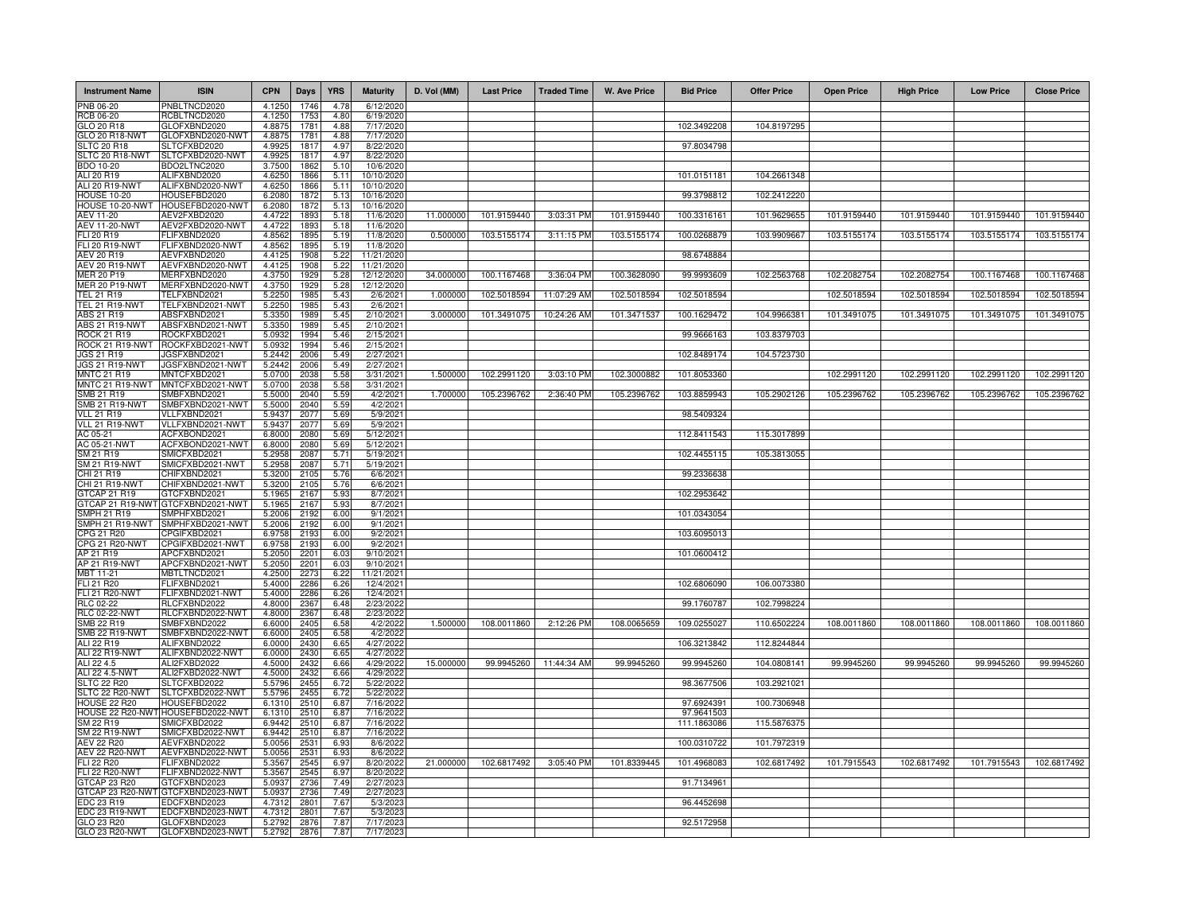| Instrument Name | ISIN | CPN | Days | YRS | Maturity | D. Vol (MM) | Last Price | Traded Time | W. Ave Price | Bid Price | Offer Price | Open Price | High Price | Low Price | Close Price |
|---|---|---|---|---|---|---|---|---|---|---|---|---|---|---|---|
| PNB 06-20 | PNBLTNCD2020 | 4.1250 | 1746 | 4.78 | 6/12/2020 | | | | | | | | | | |
| RCB 06-20 | RCBLTNCD2020 | 4.1250 | 1753 | 4.80 | 6/19/2020 | | | | | | | | | | |
| GLO 20 R18 | GLOFXBND2020 | 4.8875 | 1781 | 4.88 | 7/17/2020 | | | | | 102.3492208 | 104.8197295 | | | | |
| GLO 20 R18-NWT | GLOFXBND2020-NWT | 4.8875 | 1781 | 4.88 | 7/17/2020 | | | | | | | | | | |
| SLTC 20 R18 | SLTCFXBD2020 | 4.9925 | 1817 | 4.97 | 8/22/2020 | | | | | 97.8034798 | | | | | |
| SLTC 20 R18-NWT | SLTCFXBD2020-NWT | 4.9925 | 1817 | 4.97 | 8/22/2020 | | | | | | | | | | |
| BDO 10-20 | BDO2LTNC2020 | 3.7500 | 1862 | 5.10 | 10/6/2020 | | | | | | | | | | |
| ALI 20 R19 | ALIFXBND2020 | 4.6250 | 1866 | 5.11 | 10/10/2020 | | | | | 101.0151181 | 104.2661348 | | | | |
| ALI 20 R19-NWT | ALIFXBND2020-NWT | 4.6250 | 1866 | 5.11 | 10/10/2020 | | | | | | | | | | |
| HOUSE 10-20 | HOUSEFBD2020 | 6.2080 | 1872 | 5.13 | 10/16/2020 | | | | | 99.3798812 | 102.2412220 | | | | |
| HOUSE 10-20-NWT | HOUSEFBD2020-NWT | 6.2080 | 1872 | 5.13 | 10/16/2020 | | | | | | | | | | |
| AEV 11-20 | AEV2FXBD2020 | 4.4722 | 1893 | 5.18 | 11/6/2020 | 11.000000 | 101.9159440 | 3:03:31 PM | 101.9159440 | 100.3316161 | 101.9629655 | 101.9159440 | 101.9159440 | 101.9159440 | 101.9159440 |
| AEV 11-20-NWT | AEV2FXBD2020-NWT | 4.4722 | 1893 | 5.18 | 11/6/2020 | | | | | | | | | | |
| FLI 20 R19 | FLIFXBND2020 | 4.8562 | 1895 | 5.19 | 11/8/2020 | 0.500000 | 103.5155174 | 3:11:15 PM | 103.5155174 | 100.0268879 | 103.9909667 | 103.5155174 | 103.5155174 | 103.5155174 | 103.5155174 |
| FLI 20 R19-NWT | FLIFXBND2020-NWT | 4.8562 | 1895 | 5.19 | 11/8/2020 | | | | | | | | | | |
| AEV 20 R19 | AEVFXBND2020 | 4.4125 | 1908 | 5.22 | 11/21/2020 | | | | | 98.6748884 | | | | | |
| AEV 20 R19-NWT | AEVFXBND2020-NWT | 4.4125 | 1908 | 5.22 | 11/21/2020 | | | | | | | | | | |
| MER 20 P19 | MERFXBND2020 | 4.3750 | 1929 | 5.28 | 12/12/2020 | 34.000000 | 100.1167468 | 3:36:04 PM | 100.3628090 | 99.9993609 | 102.2563768 | 102.2082754 | 102.2082754 | 100.1167468 | 100.1167468 |
| MER 20 P19-NWT | MERFXBND2020-NWT | 4.3750 | 1929 | 5.28 | 12/12/2020 | | | | | | | | | | |
| TEL 21 R19 | TELFXBND2021 | 5.2250 | 1985 | 5.43 | 2/6/2021 | 1.000000 | 102.5018594 | 11:07:29 AM | 102.5018594 | 102.5018594 | | 102.5018594 | 102.5018594 | 102.5018594 | 102.5018594 |
| TEL 21 R19-NWT | TELFXBND2021-NWT | 5.2250 | 1985 | 5.43 | 2/6/2021 | | | | | | | | | | |
| ABS 21 R19 | ABSFXBND2021 | 5.3350 | 1989 | 5.45 | 2/10/2021 | 3.000000 | 101.3491075 | 10:24:26 AM | 101.3471537 | 100.1629472 | 104.9966381 | 101.3491075 | 101.3491075 | 101.3491075 | 101.3491075 |
| ABS 21 R19-NWT | ABSFXBND2021-NWT | 5.3350 | 1989 | 5.45 | 2/10/2021 | | | | | | | | | | |
| ROCK 21 R19 | ROCKFXBD2021 | 5.0932 | 1994 | 5.46 | 2/15/2021 | | | | | 99.9666163 | 103.8379703 | | | | |
| ROCK 21 R19-NWT | ROCKFXBD2021-NWT | 5.0932 | 1994 | 5.46 | 2/15/2021 | | | | | | | | | | |
| JGS 21 R19 | JGSFXBND2021 | 5.2442 | 2006 | 5.49 | 2/27/2021 | | | | | 102.8489174 | 104.5723730 | | | | |
| JGS 21 R19-NWT | JGSFXBND2021-NWT | 5.2442 | 2006 | 5.49 | 2/27/2021 | | | | | | | | | | |
| MNTC 21 R19 | MNTCFXBD2021 | 5.0700 | 2038 | 5.58 | 3/31/2021 | 1.500000 | 102.2991120 | 3:03:10 PM | 102.3000882 | 101.8053360 | | 102.2991120 | 102.2991120 | 102.2991120 | 102.2991120 |
| MNTC 21 R19-NWT | MNTCFXBD2021-NWT | 5.0700 | 2038 | 5.58 | 3/31/2021 | | | | | | | | | | |
| SMB 21 R19 | SMBFXBND2021 | 5.5000 | 2040 | 5.59 | 4/2/2021 | 1.700000 | 105.2396762 | 2:36:40 PM | 105.2396762 | 103.8859943 | 105.2902126 | 105.2396762 | 105.2396762 | 105.2396762 | 105.2396762 |
| SMB 21 R19-NWT | SMBFXBND2021-NWT | 5.5000 | 2040 | 5.59 | 4/2/2021 | | | | | | | | | | |
| VLL 21 R19 | VLLFXBND2021 | 5.9437 | 2077 | 5.69 | 5/9/2021 | | | | | 98.5409324 | | | | | |
| VLL 21 R19-NWT | VLLFXBND2021-NWT | 5.9437 | 2077 | 5.69 | 5/9/2021 | | | | | | | | | | |
| AC 05-21 | ACFXBOND2021 | 6.8000 | 2080 | 5.69 | 5/12/2021 | | | | | 112.8411543 | 115.3017899 | | | | |
| AC 05-21-NWT | ACFXBOND2021-NWT | 6.8000 | 2080 | 5.69 | 5/12/2021 | | | | | | | | | | |
| SM 21 R19 | SMICFXBD2021 | 5.2958 | 2087 | 5.71 | 5/19/2021 | | | | | 102.4455115 | 105.3813055 | | | | |
| SM 21 R19-NWT | SMICFXBD2021-NWT | 5.2958 | 2087 | 5.71 | 5/19/2021 | | | | | | | | | | |
| CHI 21 R19 | CHIFXBND2021 | 5.3200 | 2105 | 5.76 | 6/6/2021 | | | | | 99.2336638 | | | | | |
| CHI 21 R19-NWT | CHIFXBND2021-NWT | 5.3200 | 2105 | 5.76 | 6/6/2021 | | | | | | | | | | |
| GTCAP 21 R19 | GTCFXBND2021 | 5.1965 | 2167 | 5.93 | 8/7/2021 | | | | | 102.2953642 | | | | | |
| GTCAP 21 R19-NWT | GTCFXBND2021-NWT | 5.1965 | 2167 | 5.93 | 8/7/2021 | | | | | | | | | | |
| SMPH 21 R19 | SMPHFXBD2021 | 5.2006 | 2192 | 6.00 | 9/1/2021 | | | | | 101.0343054 | | | | | |
| SMPH 21 R19-NWT | SMPHFXBD2021-NWT | 5.2006 | 2192 | 6.00 | 9/1/2021 | | | | | | | | | | |
| CPG 21 R20 | CPGIFXBD2021 | 6.9758 | 2193 | 6.00 | 9/2/2021 | | | | | 103.6095013 | | | | | |
| CPG 21 R20-NWT | CPGIFXBD2021-NWT | 6.9758 | 2193 | 6.00 | 9/2/2021 | | | | | | | | | | |
| AP 21 R19 | APCFXBND2021 | 5.2050 | 2201 | 6.03 | 9/10/2021 | | | | | 101.0600412 | | | | | |
| AP 21 R19-NWT | APCFXBND2021-NWT | 5.2050 | 2201 | 6.03 | 9/10/2021 | | | | | | | | | | |
| MBT 11-21 | MBTLTNCD2021 | 4.2500 | 2273 | 6.22 | 11/21/2021 | | | | | | | | | | |
| FLI 21 R20 | FLIFXBND2021 | 5.4000 | 2286 | 6.26 | 12/4/2021 | | | | | 102.6806090 | 106.0073380 | | | | |
| FLI 21 R20-NWT | FLIFXBND2021-NWT | 5.4000 | 2286 | 6.26 | 12/4/2021 | | | | | | | | | | |
| RLC 02-22 | RLCFXBND2022 | 4.8000 | 2367 | 6.48 | 2/23/2022 | | | | | 99.1760787 | 102.7998224 | | | | |
| RLC 02-22-NWT | RLCFXBND2022-NWT | 4.8000 | 2367 | 6.48 | 2/23/2022 | | | | | | | | | | |
| SMB 22 R19 | SMBFXBND2022 | 6.6000 | 2405 | 6.58 | 4/2/2022 | 1.500000 | 108.0011860 | 2:12:26 PM | 108.0065659 | 109.0255027 | 110.6502224 | 108.0011860 | 108.0011860 | 108.0011860 | 108.0011860 |
| SMB 22 R19-NWT | SMBFXBND2022-NWT | 6.6000 | 2405 | 6.58 | 4/2/2022 | | | | | | | | | | |
| ALI 22 R19 | ALIFXBND2022 | 6.0000 | 2430 | 6.65 | 4/27/2022 | | | | | 106.3213842 | 112.8244844 | | | | |
| ALI 22 R19-NWT | ALIFXBND2022-NWT | 6.0000 | 2430 | 6.65 | 4/27/2022 | | | | | | | | | | |
| ALI 22 4.5 | ALI2FXBD2022 | 4.5000 | 2432 | 6.66 | 4/29/2022 | 15.000000 | 99.9945260 | 11:44:34 AM | 99.9945260 | 99.9945260 | 104.0808141 | 99.9945260 | 99.9945260 | 99.9945260 | 99.9945260 |
| ALI 22 4.5-NWT | ALI2FXBD2022-NWT | 4.5000 | 2432 | 6.66 | 4/29/2022 | | | | | | | | | | |
| SLTC 22 R20 | SLTCFXBD2022 | 5.5796 | 2455 | 6.72 | 5/22/2022 | | | | | 98.3677506 | 103.2921021 | | | | |
| SLTC 22 R20-NWT | SLTCFXBD2022-NWT | 5.5796 | 2455 | 6.72 | 5/22/2022 | | | | | | | | | | |
| HOUSE 22 R20 | HOUSEFBD2022 | 6.1310 | 2510 | 6.87 | 7/16/2022 | | | | | 97.6924391 | 100.7306948 | | | | |
| HOUSE 22 R20-NWT | HOUSEFBD2022-NWT | 6.1310 | 2510 | 6.87 | 7/16/2022 | | | | | 97.9641503 | | | | | |
| SM 22 R19 | SMICFXBD2022 | 6.9442 | 2510 | 6.87 | 7/16/2022 | | | | | 111.1863086 | 115.5876375 | | | | |
| SM 22 R19-NWT | SMICFXBD2022-NWT | 6.9442 | 2510 | 6.87 | 7/16/2022 | | | | | | | | | | |
| AEV 22 R20 | AEVFXBND2022 | 5.0056 | 2531 | 6.93 | 8/6/2022 | | | | | 100.0310722 | 101.7972319 | | | | |
| AEV 22 R20-NWT | AEVFXBND2022-NWT | 5.0056 | 2531 | 6.93 | 8/6/2022 | | | | | | | | | | |
| FLI 22 R20 | FLIFXBND2022 | 5.3567 | 2545 | 6.97 | 8/20/2022 | 21.000000 | 102.6817492 | 3:05:40 PM | 101.8339445 | 101.4968083 | 102.6817492 | 101.7915543 | 102.6817492 | 101.7915543 | 102.6817492 |
| FLI 22 R20-NWT | FLIFXBND2022-NWT | 5.3567 | 2545 | 6.97 | 8/20/2022 | | | | | | | | | | |
| GTCAP 23 R20 | GTCFXBND2023 | 5.0937 | 2736 | 7.49 | 2/27/2023 | | | | | 91.7134961 | | | | | |
| GTCAP 23 R20-NWT | GTCFXBND2023-NWT | 5.0937 | 2736 | 7.49 | 2/27/2023 | | | | | | | | | | |
| EDC 23 R19 | EDCFXBND2023 | 4.7312 | 2801 | 7.67 | 5/3/2023 | | | | | 96.4452698 | | | | | |
| EDC 23 R19-NWT | EDCFXBND2023-NWT | 4.7312 | 2801 | 7.67 | 5/3/2023 | | | | | | | | | | |
| GLO 23 R20 | GLOFXBND2023 | 5.2792 | 2876 | 7.87 | 7/17/2023 | | | | | 92.5172958 | | | | | |
| GLO 23 R20-NWT | GLOFXBND2023-NWT | 5.2792 | 2876 | 7.87 | 7/17/2023 | | | | | | | | | | |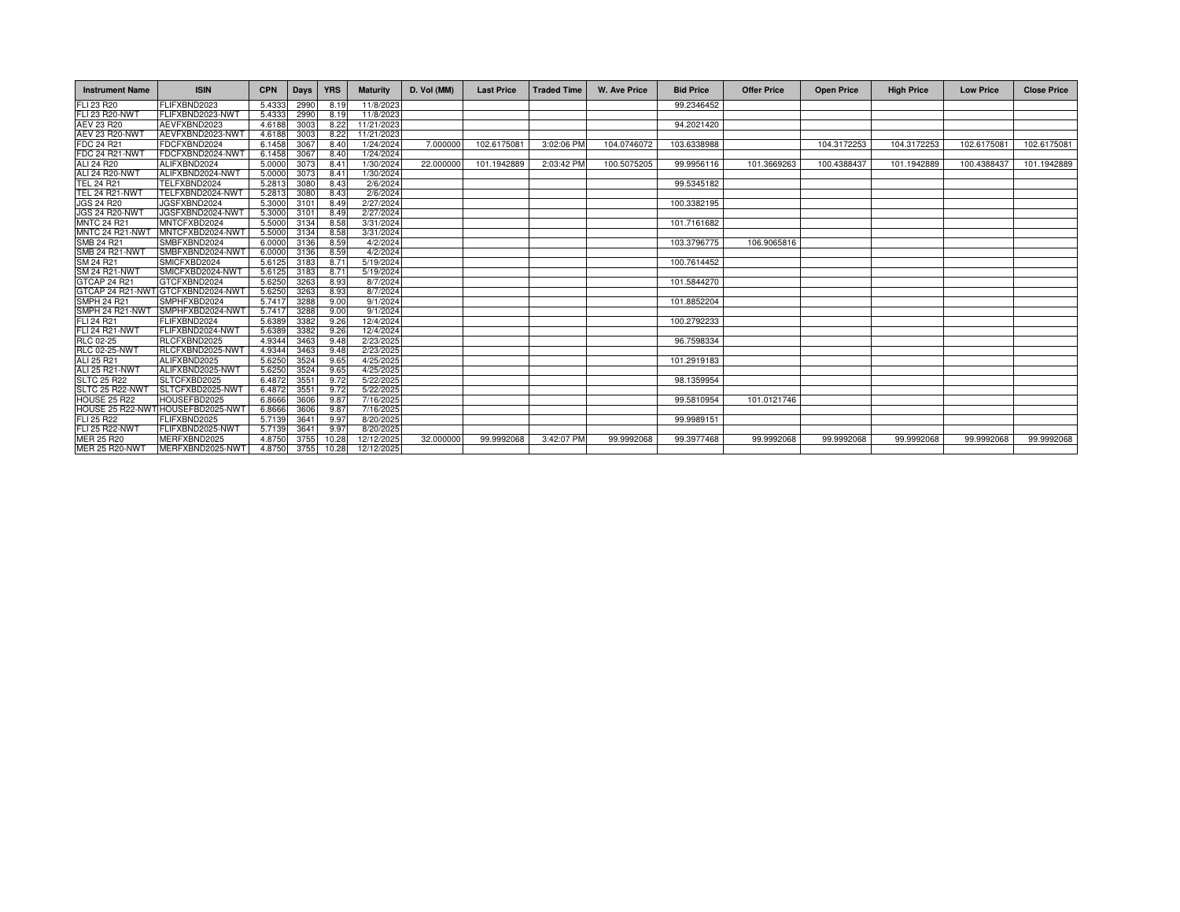| Instrument Name | ISIN | CPN | Days | YRS | Maturity | D. Vol (MM) | Last Price | Traded Time | W. Ave Price | Bid Price | Offer Price | Open Price | High Price | Low Price | Close Price |
|---|---|---|---|---|---|---|---|---|---|---|---|---|---|---|---|
| FLI 23 R20 | FLIFXBND2023 | 5.4333 | 2990 | 8.19 | 11/8/2023 | | | | | 99.2346452 | | | | | |
| FLI 23 R20-NWT | FLIFXBND2023-NWT | 5.4333 | 2990 | 8.19 | 11/8/2023 | | | | | | | | | | |
| AEV 23 R20 | AEVFXBND2023 | 4.6188 | 3003 | 8.22 | 11/21/2023 | | | | | 94.2021420 | | | | | |
| AEV 23 R20-NWT | AEVFXBND2023-NWT | 4.6188 | 3003 | 8.22 | 11/21/2023 | | | | | | | | | | |
| FDC 24 R21 | FDCFXBND2024 | 6.1458 | 3067 | 8.40 | 1/24/2024 | 7.000000 | 102.6175081 | 3:02:06 PM | 104.0746072 | 103.6338988 | | 104.3172253 | 104.3172253 | 102.6175081 | 102.6175081 |
| FDC 24 R21-NWT | FDCFXBND2024-NWT | 6.1458 | 3067 | 8.40 | 1/24/2024 | | | | | | | | | | |
| ALI 24 R20 | ALIFXBND2024 | 5.0000 | 3073 | 8.41 | 1/30/2024 | 22.000000 | 101.1942889 | 2:03:42 PM | 100.5075205 | 99.9956116 | 101.3669263 | 100.4388437 | 101.1942889 | 100.4388437 | 101.1942889 |
| ALI 24 R20-NWT | ALIFXBND2024-NWT | 5.0000 | 3073 | 8.41 | 1/30/2024 | | | | | | | | | | |
| TEL 24 R21 | TELFXBND2024 | 5.2813 | 3080 | 8.43 | 2/6/2024 | | | | | 99.5345182 | | | | | |
| TEL 24 R21-NWT | TELFXBND2024-NWT | 5.2813 | 3080 | 8.43 | 2/6/2024 | | | | | | | | | | |
| JGS 24 R20 | JGSFXBND2024 | 5.3000 | 3101 | 8.49 | 2/27/2024 | | | | | 100.3382195 | | | | | |
| JGS 24 R20-NWT | JGSFXBND2024-NWT | 5.3000 | 3101 | 8.49 | 2/27/2024 | | | | | | | | | | |
| MNTC 24 R21 | MNTCFXBD2024 | 5.5000 | 3134 | 8.58 | 3/31/2024 | | | | | 101.7161682 | | | | | |
| MNTC 24 R21-NWT | MNTCFXBD2024-NWT | 5.5000 | 3134 | 8.58 | 3/31/2024 | | | | | | | | | | |
| SMB 24 R21 | SMBFXBND2024 | 6.0000 | 3136 | 8.59 | 4/2/2024 | | | | | 103.3796775 | 106.9065816 | | | | |
| SMB 24 R21-NWT | SMBFXBND2024-NWT | 6.0000 | 3136 | 8.59 | 4/2/2024 | | | | | | | | | | |
| SM 24 R21 | SMICFXBD2024 | 5.6125 | 3183 | 8.71 | 5/19/2024 | | | | | 100.7614452 | | | | | |
| SM 24 R21-NWT | SMICFXBD2024-NWT | 5.6125 | 3183 | 8.71 | 5/19/2024 | | | | | | | | | | |
| GTCAP 24 R21 | GTCFXBND2024 | 5.6250 | 3263 | 8.93 | 8/7/2024 | | | | | 101.5844270 | | | | | |
| GTCAP 24 R21-NWT | GTCFXBND2024-NWT | 5.6250 | 3263 | 8.93 | 8/7/2024 | | | | | | | | | | |
| SMPH 24 R21 | SMPHFXBD2024 | 5.7417 | 3288 | 9.00 | 9/1/2024 | | | | | 101.8852204 | | | | | |
| SMPH 24 R21-NWT | SMPHFXBD2024-NWT | 5.7417 | 3288 | 9.00 | 9/1/2024 | | | | | | | | | | |
| FLI 24 R21 | FLIFXBND2024 | 5.6389 | 3382 | 9.26 | 12/4/2024 | | | | | 100.2792233 | | | | | |
| FLI 24 R21-NWT | FLIFXBND2024-NWT | 5.6389 | 3382 | 9.26 | 12/4/2024 | | | | | | | | | | |
| RLC 02-25 | RLCFXBND2025 | 4.9344 | 3463 | 9.48 | 2/23/2025 | | | | | 96.7598334 | | | | | |
| RLC 02-25-NWT | RLCFXBND2025-NWT | 4.9344 | 3463 | 9.48 | 2/23/2025 | | | | | | | | | | |
| ALI 25 R21 | ALIFXBND2025 | 5.6250 | 3524 | 9.65 | 4/25/2025 | | | | | 101.2919183 | | | | | |
| ALI 25 R21-NWT | ALIFXBND2025-NWT | 5.6250 | 3524 | 9.65 | 4/25/2025 | | | | | | | | | | |
| SLTC 25 R22 | SLTCFXBD2025 | 6.4872 | 3551 | 9.72 | 5/22/2025 | | | | | 98.1359954 | | | | | |
| SLTC 25 R22-NWT | SLTCFXBD2025-NWT | 6.4872 | 3551 | 9.72 | 5/22/2025 | | | | | | | | | | |
| HOUSE 25 R22 | HOUSEFBD2025 | 6.8666 | 3606 | 9.87 | 7/16/2025 | | | | | 99.5810954 | 101.0121746 | | | | |
| HOUSE 25 R22-NWT | HOUSEFBD2025-NWT | 6.8666 | 3606 | 9.87 | 7/16/2025 | | | | | | | | | | |
| FLI 25 R22 | FLIFXBND2025 | 5.7139 | 3641 | 9.97 | 8/20/2025 | | | | | 99.9989151 | | | | | |
| FLI 25 R22-NWT | FLIFXBND2025-NWT | 5.7139 | 3641 | 9.97 | 8/20/2025 | | | | | | | | | | |
| MER 25 R20 | MERFXBND2025 | 4.8750 | 3755 | 10.28 | 12/12/2025 | 32.000000 | 99.9992068 | 3:42:07 PM | 99.9992068 | 99.3977468 | 99.9992068 | 99.9992068 | 99.9992068 | 99.9992068 | 99.9992068 |
| MER 25 R20-NWT | MERFXBND2025-NWT | 4.8750 | 3755 | 10.28 | 12/12/2025 | | | | | | | | | | |